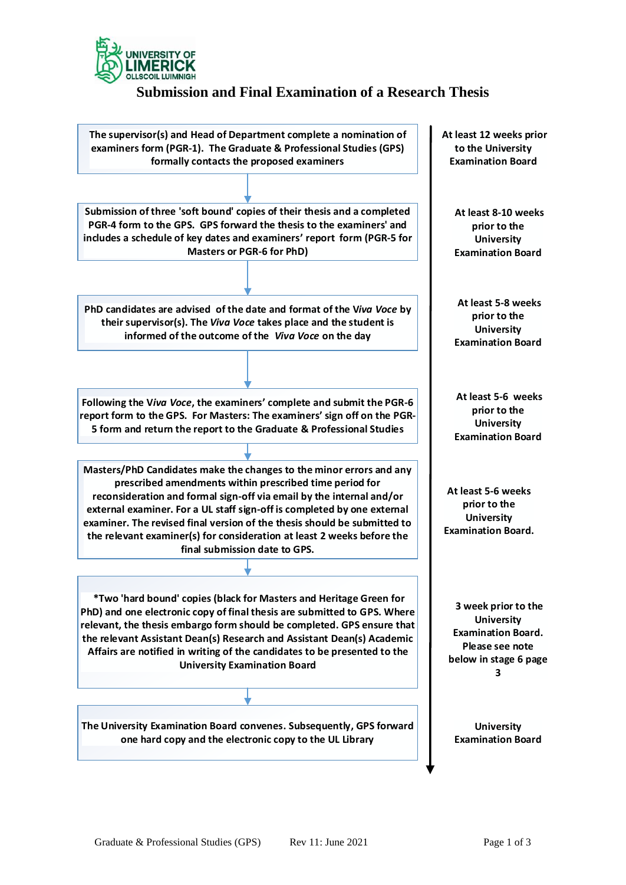# Submission and Final Examination of a Research Thesis

| Stage | Timeline |
| --- | --- |
| The supervisor(s) and Head of Department complete a nomination of examiners form (PGR-1). The Graduate & Professional Studies (GPS) formally contacts the proposed examiners | At least 12 weeks prior to the University Examination Board |
| Submission of three 'soft bound' copies of their thesis and a completed PGR-4 form to the GPS. GPS forward the thesis to the examiners' and includes a schedule of key dates and examiners' report form (PGR-5 for Masters or PGR-6 for PhD) | At least 8-10 weeks prior to the University Examination Board |
| PhD candidates are advised of the date and format of the *Viva Voce* by their supervisor(s). The *Viva Voce* takes place and the student is informed of the outcome of the *Viva Voce* on the day | At least 5-8 weeks prior to the University Examination Board |
| Following the *Viva Voce*, the examiners' complete and submit the PGR-6 report form to the GPS. For Masters: The examiners' sign off on the PGR-5 form and return the report to the Graduate & Professional Studies | At least 5-6 weeks prior to the University Examination Board |
| Masters/PhD Candidates make the changes to the minor errors and any prescribed amendments within prescribed time period for reconsideration and formal sign-off via email by the internal and/or external examiner. For a UL staff sign-off is completed by one external examiner. The revised final version of the thesis should be submitted to the relevant examiner(s) for consideration at least 2 weeks before the final submission date to GPS. | At least 5-6 weeks prior to the University Examination Board. |
| *Two 'hard bound' copies (black for Masters and Heritage Green for PhD) and one electronic copy of final thesis are submitted to GPS. Where relevant, the thesis embargo form should be completed. GPS ensure that the relevant Assistant Dean(s) Research and Assistant Dean(s) Academic Affairs are notified in writing of the candidates to be presented to the University Examination Board | 3 week prior to the University Examination Board. Please see note below in stage 6 page 3 |
| The University Examination Board convenes. Subsequently, GPS forward one hard copy and the electronic copy to the UL Library | University Examination Board |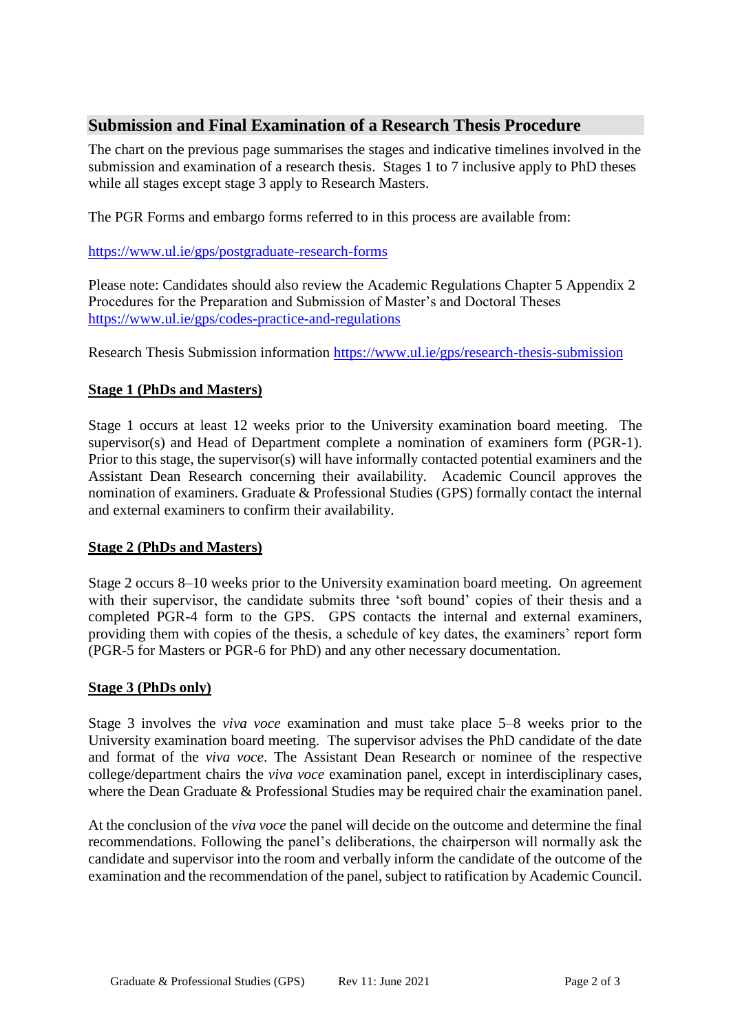## Submission and Final Examination of a Research Thesis Procedure

The chart on the previous page summarises the stages and indicative timelines involved in the submission and examination of a research thesis. Stages 1 to 7 inclusive apply to PhD theses while all stages except stage 3 apply to Research Masters.

The PGR Forms and embargo forms referred to in this process are available from:

https://www.ul.ie/gps/postgraduate-research-forms

Please note: Candidates should also review the Academic Regulations Chapter 5 Appendix 2 Procedures for the Preparation and Submission of Master's and Doctoral Theses https://www.ul.ie/gps/codes-practice-and-regulations

Research Thesis Submission information https://www.ul.ie/gps/research-thesis-submission

### Stage 1 (PhDs and Masters)

Stage 1 occurs at least 12 weeks prior to the University examination board meeting. The supervisor(s) and Head of Department complete a nomination of examiners form (PGR-1). Prior to this stage, the supervisor(s) will have informally contacted potential examiners and the Assistant Dean Research concerning their availability. Academic Council approves the nomination of examiners. Graduate & Professional Studies (GPS) formally contact the internal and external examiners to confirm their availability.

### Stage 2 (PhDs and Masters)

Stage 2 occurs 8–10 weeks prior to the University examination board meeting. On agreement with their supervisor, the candidate submits three 'soft bound' copies of their thesis and a completed PGR-4 form to the GPS. GPS contacts the internal and external examiners, providing them with copies of the thesis, a schedule of key dates, the examiners' report form (PGR-5 for Masters or PGR-6 for PhD) and any other necessary documentation.

### Stage 3 (PhDs only)

Stage 3 involves the *viva voce* examination and must take place 5–8 weeks prior to the University examination board meeting. The supervisor advises the PhD candidate of the date and format of the *viva voce*. The Assistant Dean Research or nominee of the respective college/department chairs the *viva voce* examination panel, except in interdisciplinary cases, where the Dean Graduate & Professional Studies may be required chair the examination panel.

At the conclusion of the *viva voce* the panel will decide on the outcome and determine the final recommendations. Following the panel's deliberations, the chairperson will normally ask the candidate and supervisor into the room and verbally inform the candidate of the outcome of the examination and the recommendation of the panel, subject to ratification by Academic Council.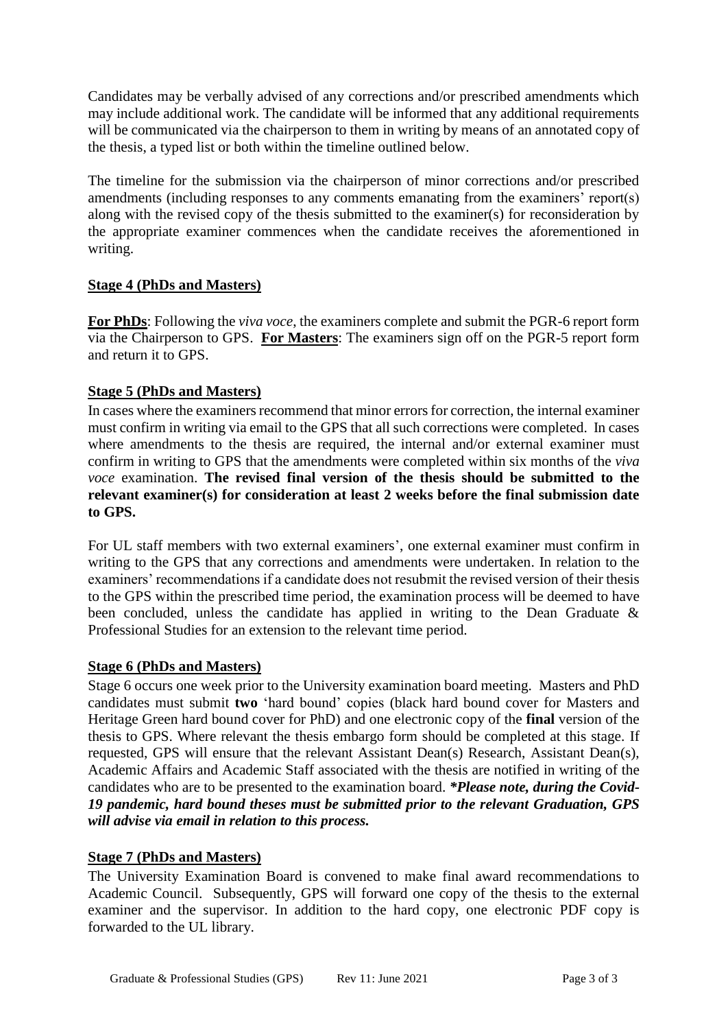Candidates may be verbally advised of any corrections and/or prescribed amendments which may include additional work. The candidate will be informed that any additional requirements will be communicated via the chairperson to them in writing by means of an annotated copy of the thesis, a typed list or both within the timeline outlined below.

The timeline for the submission via the chairperson of minor corrections and/or prescribed amendments (including responses to any comments emanating from the examiners' report(s) along with the revised copy of the thesis submitted to the examiner(s) for reconsideration by the appropriate examiner commences when the candidate receives the aforementioned in writing.

**Stage 4 (PhDs and Masters)**

**For PhDs**: Following the *viva voce*, the examiners complete and submit the PGR-6 report form via the Chairperson to GPS. **For Masters**: The examiners sign off on the PGR-5 report form and return it to GPS.

**Stage 5 (PhDs and Masters)**

In cases where the examiners recommend that minor errors for correction, the internal examiner must confirm in writing via email to the GPS that all such corrections were completed. In cases where amendments to the thesis are required, the internal and/or external examiner must confirm in writing to GPS that the amendments were completed within six months of the *viva voce* examination. **The revised final version of the thesis should be submitted to the relevant examiner(s) for consideration at least 2 weeks before the final submission date to GPS.**

For UL staff members with two external examiners', one external examiner must confirm in writing to the GPS that any corrections and amendments were undertaken. In relation to the examiners' recommendations if a candidate does not resubmit the revised version of their thesis to the GPS within the prescribed time period, the examination process will be deemed to have been concluded, unless the candidate has applied in writing to the Dean Graduate & Professional Studies for an extension to the relevant time period.

**Stage 6 (PhDs and Masters)**

Stage 6 occurs one week prior to the University examination board meeting. Masters and PhD candidates must submit **two** 'hard bound' copies (black hard bound cover for Masters and Heritage Green hard bound cover for PhD) and one electronic copy of the **final** version of the thesis to GPS. Where relevant the thesis embargo form should be completed at this stage. If requested, GPS will ensure that the relevant Assistant Dean(s) Research, Assistant Dean(s), Academic Affairs and Academic Staff associated with the thesis are notified in writing of the candidates who are to be presented to the examination board. ***Please note, during the Covid-19 pandemic, hard bound theses must be submitted prior to the relevant Graduation, GPS will advise via email in relation to this process.***

**Stage 7 (PhDs and Masters)**

The University Examination Board is convened to make final award recommendations to Academic Council. Subsequently, GPS will forward one copy of the thesis to the external examiner and the supervisor. In addition to the hard copy, one electronic PDF copy is forwarded to the UL library.